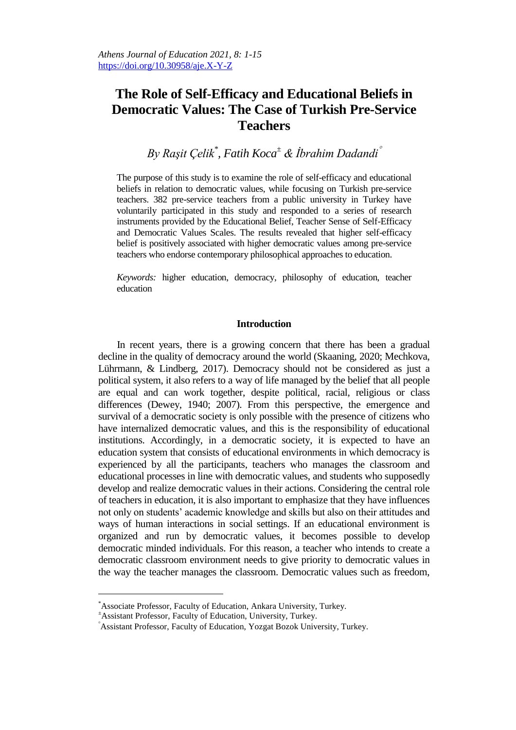# The Role of Self-Efficacy and Educational Beliefs in Democratic Values: The Case of Turkish Pre-Service Teachers

*By Raşit Çelik[*], Fatih Koca[±] & İbrahim Dadandi[°]*

The purpose of this study is to examine the role of self-efficacy and educational beliefs in relation to democratic values, while focusing on Turkish pre-service teachers. 382 pre-service teachers from a public university in Turkey have voluntarily participated in this study and responded to a series of research instruments provided by the Educational Belief, Teacher Sense of Self-Efficacy and Democratic Values Scales. The results revealed that higher self-efficacy belief is positively associated with higher democratic values among pre-service teachers who endorse contemporary philosophical approaches to education.

*Keywords:* higher education, democracy, philosophy of education, teacher education

## Introduction

In recent years, there is a growing concern that there has been a gradual decline in the quality of democracy around the world (Skaaning, 2020; Mechkova, Lührmann, & Lindberg, 2017). Democracy should not be considered as just a political system, it also refers to a way of life managed by the belief that all people are equal and can work together, despite political, racial, religious or class differences (Dewey, 1940; 2007). From this perspective, the emergence and survival of a democratic society is only possible with the presence of citizens who have internalized democratic values, and this is the responsibility of educational institutions. Accordingly, in a democratic society, it is expected to have an education system that consists of educational environments in which democracy is experienced by all the participants, teachers who manages the classroom and educational processes in line with democratic values, and students who supposedly develop and realize democratic values in their actions. Considering the central role of teachers in education, it is also important to emphasize that they have influences not only on students' academic knowledge and skills but also on their attitudes and ways of human interactions in social settings. If an educational environment is organized and run by democratic values, it becomes possible to develop democratic minded individuals. For this reason, a teacher who intends to create a democratic classroom environment needs to give priority to democratic values in the way the teacher manages the classroom. Democratic values such as freedom,

---

[*] Associate Professor, Faculty of Education, Ankara University, Turkey.

[±] Assistant Professor, Faculty of Education, University, Turkey.

[°] Assistant Professor, Faculty of Education, Yozgat Bozok University, Turkey.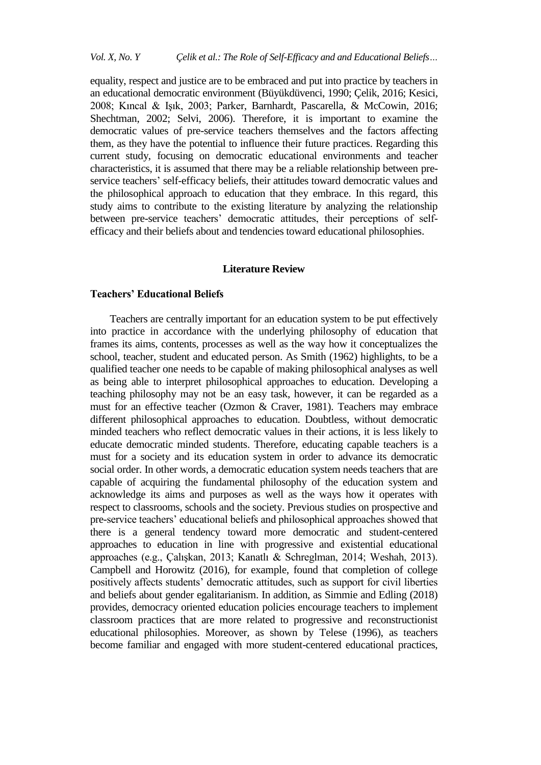equality, respect and justice are to be embraced and put into practice by teachers in an educational democratic environment (Büyükdüvenci, 1990; Çelik, 2016; Kesici, 2008; Kıncal & Işık, 2003; Parker, Barnhardt, Pascarella, & McCowin, 2016; Shechtman, 2002; Selvi, 2006). Therefore, it is important to examine the democratic values of pre-service teachers themselves and the factors affecting them, as they have the potential to influence their future practices. Regarding this current study, focusing on democratic educational environments and teacher characteristics, it is assumed that there may be a reliable relationship between pre-service teachers' self-efficacy beliefs, their attitudes toward democratic values and the philosophical approach to education that they embrace. In this regard, this study aims to contribute to the existing literature by analyzing the relationship between pre-service teachers' democratic attitudes, their perceptions of self-efficacy and their beliefs about and tendencies toward educational philosophies.

## Literature Review

### Teachers' Educational Beliefs

Teachers are centrally important for an education system to be put effectively into practice in accordance with the underlying philosophy of education that frames its aims, contents, processes as well as the way how it conceptualizes the school, teacher, student and educated person. As Smith (1962) highlights, to be a qualified teacher one needs to be capable of making philosophical analyses as well as being able to interpret philosophical approaches to education. Developing a teaching philosophy may not be an easy task, however, it can be regarded as a must for an effective teacher (Ozmon & Craver, 1981). Teachers may embrace different philosophical approaches to education. Doubtless, without democratic minded teachers who reflect democratic values in their actions, it is less likely to educate democratic minded students. Therefore, educating capable teachers is a must for a society and its education system in order to advance its democratic social order. In other words, a democratic education system needs teachers that are capable of acquiring the fundamental philosophy of the education system and acknowledge its aims and purposes as well as the ways how it operates with respect to classrooms, schools and the society. Previous studies on prospective and pre-service teachers' educational beliefs and philosophical approaches showed that there is a general tendency toward more democratic and student-centered approaches to education in line with progressive and existential educational approaches (e.g., Çalışkan, 2013; Kanatlı & Schreglman, 2014; Weshah, 2013). Campbell and Horowitz (2016), for example, found that completion of college positively affects students' democratic attitudes, such as support for civil liberties and beliefs about gender egalitarianism. In addition, as Simmie and Edling (2018) provides, democracy oriented education policies encourage teachers to implement classroom practices that are more related to progressive and reconstructionist educational philosophies. Moreover, as shown by Telese (1996), as teachers become familiar and engaged with more student-centered educational practices,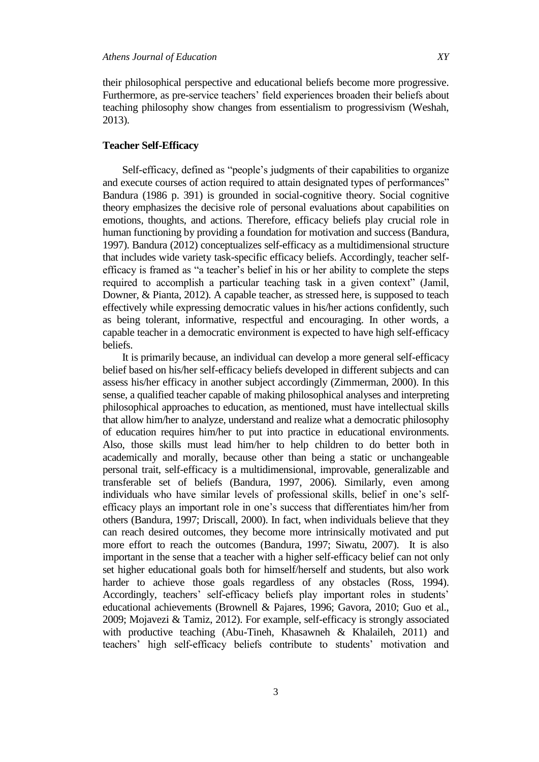their philosophical perspective and educational beliefs become more progressive. Furthermore, as pre-service teachers' field experiences broaden their beliefs about teaching philosophy show changes from essentialism to progressivism (Weshah, 2013).

### Teacher Self-Efficacy

Self-efficacy, defined as "people's judgments of their capabilities to organize and execute courses of action required to attain designated types of performances" Bandura (1986 p. 391) is grounded in social-cognitive theory. Social cognitive theory emphasizes the decisive role of personal evaluations about capabilities on emotions, thoughts, and actions. Therefore, efficacy beliefs play crucial role in human functioning by providing a foundation for motivation and success (Bandura, 1997). Bandura (2012) conceptualizes self-efficacy as a multidimensional structure that includes wide variety task-specific efficacy beliefs. Accordingly, teacher self-efficacy is framed as "a teacher's belief in his or her ability to complete the steps required to accomplish a particular teaching task in a given context" (Jamil, Downer, & Pianta, 2012). A capable teacher, as stressed here, is supposed to teach effectively while expressing democratic values in his/her actions confidently, such as being tolerant, informative, respectful and encouraging. In other words, a capable teacher in a democratic environment is expected to have high self-efficacy beliefs.

It is primarily because, an individual can develop a more general self-efficacy belief based on his/her self-efficacy beliefs developed in different subjects and can assess his/her efficacy in another subject accordingly (Zimmerman, 2000). In this sense, a qualified teacher capable of making philosophical analyses and interpreting philosophical approaches to education, as mentioned, must have intellectual skills that allow him/her to analyze, understand and realize what a democratic philosophy of education requires him/her to put into practice in educational environments. Also, those skills must lead him/her to help children to do better both in academically and morally, because other than being a static or unchangeable personal trait, self-efficacy is a multidimensional, improvable, generalizable and transferable set of beliefs (Bandura, 1997, 2006). Similarly, even among individuals who have similar levels of professional skills, belief in one's self-efficacy plays an important role in one's success that differentiates him/her from others (Bandura, 1997; Driscall, 2000). In fact, when individuals believe that they can reach desired outcomes, they become more intrinsically motivated and put more effort to reach the outcomes (Bandura, 1997; Siwatu, 2007). It is also important in the sense that a teacher with a higher self-efficacy belief can not only set higher educational goals both for himself/herself and students, but also work harder to achieve those goals regardless of any obstacles (Ross, 1994). Accordingly, teachers' self-efficacy beliefs play important roles in students' educational achievements (Brownell & Pajares, 1996; Gavora, 2010; Guo et al., 2009; Mojavezi & Tamiz, 2012). For example, self-efficacy is strongly associated with productive teaching (Abu-Tineh, Khasawneh & Khalaileh, 2011) and teachers' high self-efficacy beliefs contribute to students' motivation and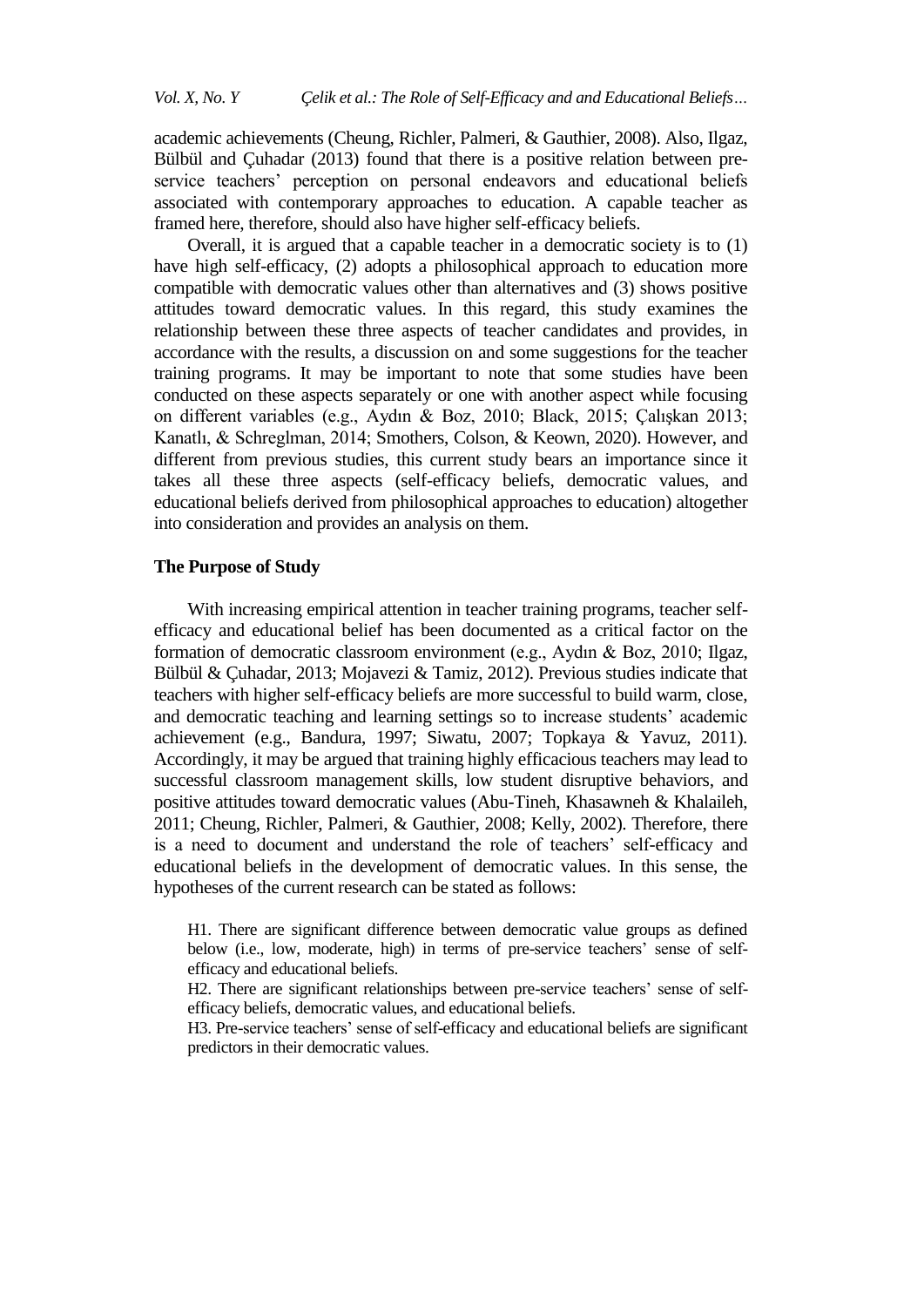academic achievements (Cheung, Richler, Palmeri, & Gauthier, 2008). Also, Ilgaz, Bülbül and Çuhadar (2013) found that there is a positive relation between pre-service teachers' perception on personal endeavors and educational beliefs associated with contemporary approaches to education. A capable teacher as framed here, therefore, should also have higher self-efficacy beliefs.

Overall, it is argued that a capable teacher in a democratic society is to (1) have high self-efficacy, (2) adopts a philosophical approach to education more compatible with democratic values other than alternatives and (3) shows positive attitudes toward democratic values. In this regard, this study examines the relationship between these three aspects of teacher candidates and provides, in accordance with the results, a discussion on and some suggestions for the teacher training programs. It may be important to note that some studies have been conducted on these aspects separately or one with another aspect while focusing on different variables (e.g., Aydın & Boz, 2010; Black, 2015; Çalışkan 2013; Kanatlı, & Schreglman, 2014; Smothers, Colson, & Keown, 2020). However, and different from previous studies, this current study bears an importance since it takes all these three aspects (self-efficacy beliefs, democratic values, and educational beliefs derived from philosophical approaches to education) altogether into consideration and provides an analysis on them.

### The Purpose of Study

With increasing empirical attention in teacher training programs, teacher self-efficacy and educational belief has been documented as a critical factor on the formation of democratic classroom environment (e.g., Aydın & Boz, 2010; Ilgaz, Bülbül & Çuhadar, 2013; Mojavezi & Tamiz, 2012). Previous studies indicate that teachers with higher self-efficacy beliefs are more successful to build warm, close, and democratic teaching and learning settings so to increase students' academic achievement (e.g., Bandura, 1997; Siwatu, 2007; Topkaya & Yavuz, 2011). Accordingly, it may be argued that training highly efficacious teachers may lead to successful classroom management skills, low student disruptive behaviors, and positive attitudes toward democratic values (Abu-Tineh, Khasawneh & Khalaileh, 2011; Cheung, Richler, Palmeri, & Gauthier, 2008; Kelly, 2002). Therefore, there is a need to document and understand the role of teachers' self-efficacy and educational beliefs in the development of democratic values. In this sense, the hypotheses of the current research can be stated as follows:

> H1. There are significant difference between democratic value groups as defined below (i.e., low, moderate, high) in terms of pre-service teachers' sense of self-efficacy and educational beliefs.
>
> H2. There are significant relationships between pre-service teachers' sense of self-efficacy beliefs, democratic values, and educational beliefs.
>
> H3. Pre-service teachers' sense of self-efficacy and educational beliefs are significant predictors in their democratic values.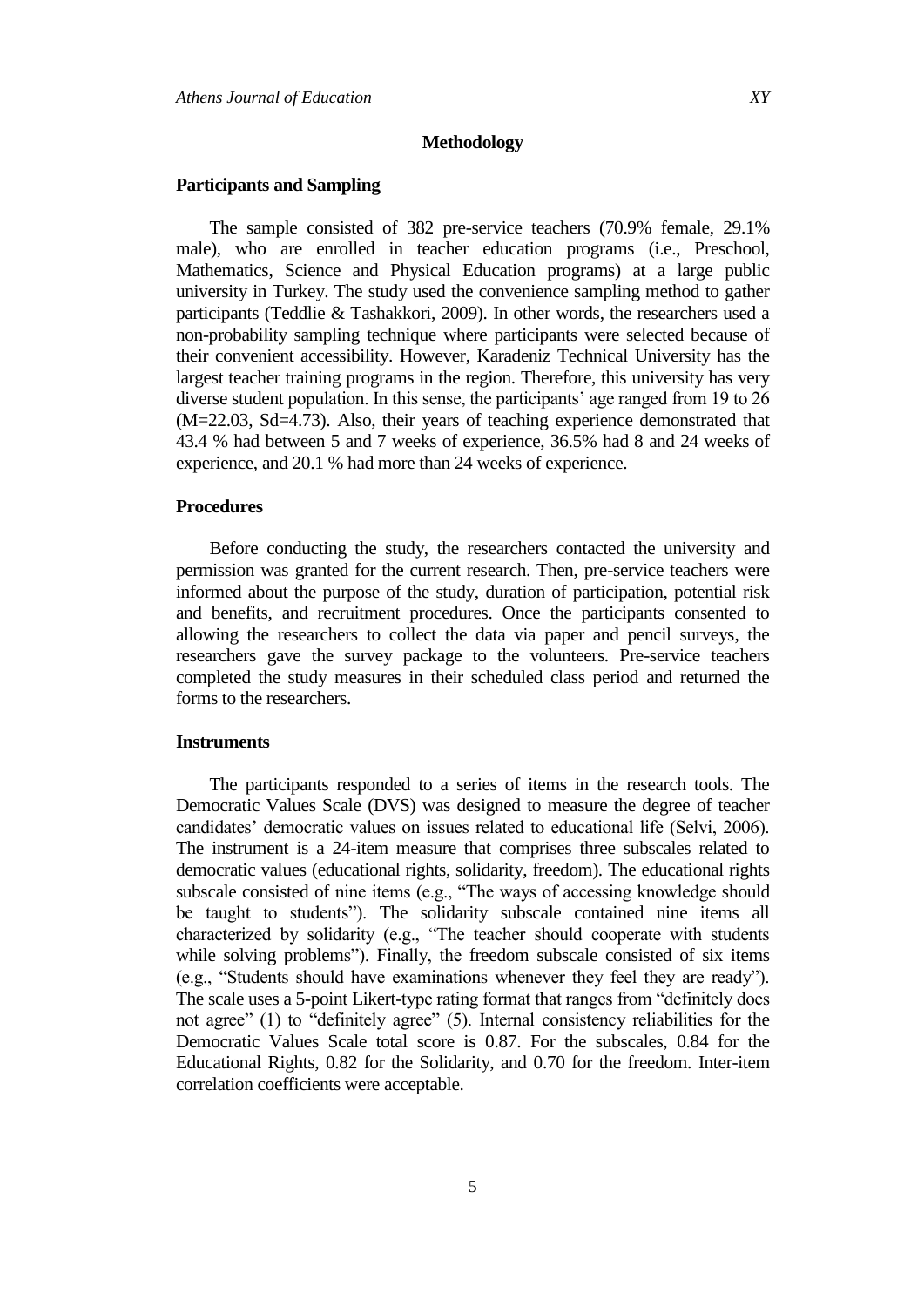## Methodology

### Participants and Sampling

The sample consisted of 382 pre-service teachers (70.9% female, 29.1% male), who are enrolled in teacher education programs (i.e., Preschool, Mathematics, Science and Physical Education programs) at a large public university in Turkey. The study used the convenience sampling method to gather participants (Teddlie & Tashakkori, 2009). In other words, the researchers used a non-probability sampling technique where participants were selected because of their convenient accessibility. However, Karadeniz Technical University has the largest teacher training programs in the region. Therefore, this university has very diverse student population. In this sense, the participants' age ranged from 19 to 26 (M=22.03, Sd=4.73). Also, their years of teaching experience demonstrated that 43.4 % had between 5 and 7 weeks of experience, 36.5% had 8 and 24 weeks of experience, and 20.1 % had more than 24 weeks of experience.

### Procedures

Before conducting the study, the researchers contacted the university and permission was granted for the current research. Then, pre-service teachers were informed about the purpose of the study, duration of participation, potential risk and benefits, and recruitment procedures. Once the participants consented to allowing the researchers to collect the data via paper and pencil surveys, the researchers gave the survey package to the volunteers. Pre-service teachers completed the study measures in their scheduled class period and returned the forms to the researchers.

### Instruments

The participants responded to a series of items in the research tools. The Democratic Values Scale (DVS) was designed to measure the degree of teacher candidates' democratic values on issues related to educational life (Selvi, 2006). The instrument is a 24-item measure that comprises three subscales related to democratic values (educational rights, solidarity, freedom). The educational rights subscale consisted of nine items (e.g., "The ways of accessing knowledge should be taught to students"). The solidarity subscale contained nine items all characterized by solidarity (e.g., "The teacher should cooperate with students while solving problems"). Finally, the freedom subscale consisted of six items (e.g., "Students should have examinations whenever they feel they are ready"). The scale uses a 5-point Likert-type rating format that ranges from "definitely does not agree" (1) to "definitely agree" (5). Internal consistency reliabilities for the Democratic Values Scale total score is 0.87. For the subscales, 0.84 for the Educational Rights, 0.82 for the Solidarity, and 0.70 for the freedom. Inter-item correlation coefficients were acceptable.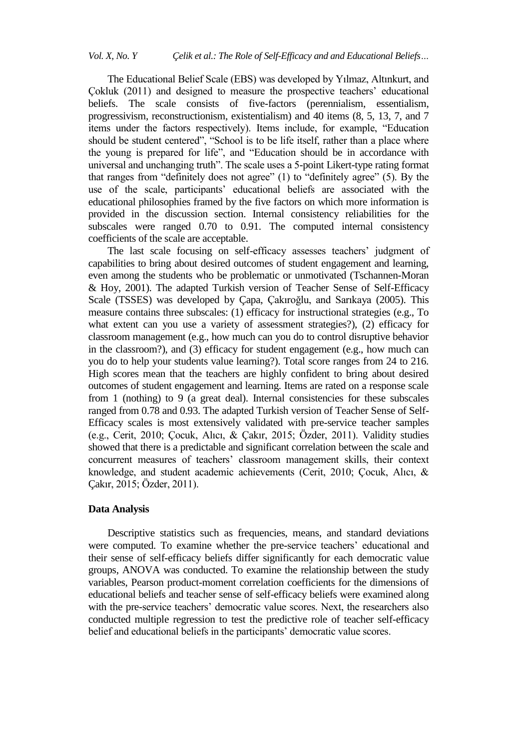The Educational Belief Scale (EBS) was developed by Yılmaz, Altınkurt, and Çokluk (2011) and designed to measure the prospective teachers' educational beliefs. The scale consists of five-factors (perennialism, essentialism, progressivism, reconstructionism, existentialism) and 40 items (8, 5, 13, 7, and 7 items under the factors respectively). Items include, for example, "Education should be student centered", "School is to be life itself, rather than a place where the young is prepared for life", and "Education should be in accordance with universal and unchanging truth". The scale uses a 5-point Likert-type rating format that ranges from "definitely does not agree" (1) to "definitely agree" (5). By the use of the scale, participants' educational beliefs are associated with the educational philosophies framed by the five factors on which more information is provided in the discussion section. Internal consistency reliabilities for the subscales were ranged 0.70 to 0.91. The computed internal consistency coefficients of the scale are acceptable.

The last scale focusing on self-efficacy assesses teachers' judgment of capabilities to bring about desired outcomes of student engagement and learning, even among the students who be problematic or unmotivated (Tschannen-Moran & Hoy, 2001). The adapted Turkish version of Teacher Sense of Self-Efficacy Scale (TSSES) was developed by Çapa, Çakıroğlu, and Sarıkaya (2005). This measure contains three subscales: (1) efficacy for instructional strategies (e.g., To what extent can you use a variety of assessment strategies?), (2) efficacy for classroom management (e.g., how much can you do to control disruptive behavior in the classroom?), and (3) efficacy for student engagement (e.g., how much can you do to help your students value learning?). Total score ranges from 24 to 216. High scores mean that the teachers are highly confident to bring about desired outcomes of student engagement and learning. Items are rated on a response scale from 1 (nothing) to 9 (a great deal). Internal consistencies for these subscales ranged from 0.78 and 0.93. The adapted Turkish version of Teacher Sense of Self-Efficacy scales is most extensively validated with pre-service teacher samples (e.g., Cerit, 2010; Çocuk, Alıcı, & Çakır, 2015; Özder, 2011). Validity studies showed that there is a predictable and significant correlation between the scale and concurrent measures of teachers' classroom management skills, their context knowledge, and student academic achievements (Cerit, 2010; Çocuk, Alıcı, & Çakır, 2015; Özder, 2011).

### Data Analysis

Descriptive statistics such as frequencies, means, and standard deviations were computed. To examine whether the pre-service teachers' educational and their sense of self-efficacy beliefs differ significantly for each democratic value groups, ANOVA was conducted. To examine the relationship between the study variables, Pearson product-moment correlation coefficients for the dimensions of educational beliefs and teacher sense of self-efficacy beliefs were examined along with the pre-service teachers' democratic value scores. Next, the researchers also conducted multiple regression to test the predictive role of teacher self-efficacy belief and educational beliefs in the participants' democratic value scores.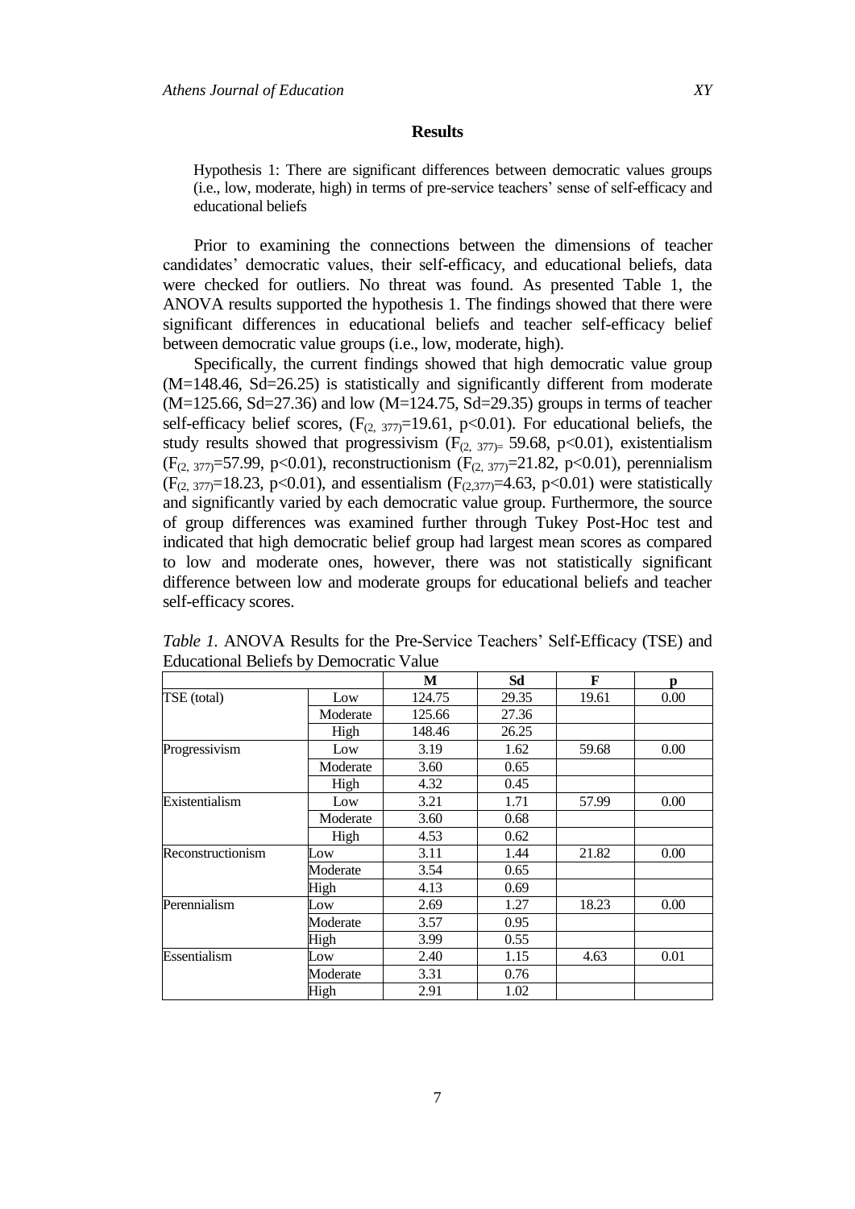## Results

Hypothesis 1: There are significant differences between democratic values groups (i.e., low, moderate, high) in terms of pre-service teachers' sense of self-efficacy and educational beliefs

Prior to examining the connections between the dimensions of teacher candidates' democratic values, their self-efficacy, and educational beliefs, data were checked for outliers. No threat was found. As presented Table 1, the ANOVA results supported the hypothesis 1. The findings showed that there were significant differences in educational beliefs and teacher self-efficacy belief between democratic value groups (i.e., low, moderate, high).

Specifically, the current findings showed that high democratic value group (M=148.46, Sd=26.25) is statistically and significantly different from moderate (M=125.66, Sd=27.36) and low (M=124.75, Sd=29.35) groups in terms of teacher self-efficacy belief scores, ($F_{(2, 377)}$=19.61, p<0.01). For educational beliefs, the study results showed that progressivism ($F_{(2, 377)}$= 59.68, p<0.01), existentialism ($F_{(2, 377)}$=57.99, p<0.01), reconstructionism ($F_{(2, 377)}$=21.82, p<0.01), perennialism ($F_{(2, 377)}$=18.23, p<0.01), and essentialism ($F_{(2,377)}$=4.63, p<0.01) were statistically and significantly varied by each democratic value group. Furthermore, the source of group differences was examined further through Tukey Post-Hoc test and indicated that high democratic belief group had largest mean scores as compared to low and moderate ones, however, there was not statistically significant difference between low and moderate groups for educational beliefs and teacher self-efficacy scores.

*Table 1.* ANOVA Results for the Pre-Service Teachers' Self-Efficacy (TSE) and Educational Beliefs by Democratic Value

| | | M | Sd | F | p |
|---|---|---|---|---|---|
| TSE (total) | Low | 124.75 | 29.35 | 19.61 | 0.00 |
| | Moderate | 125.66 | 27.36 | | |
| | High | 148.46 | 26.25 | | |
| Progressivism | Low | 3.19 | 1.62 | 59.68 | 0.00 |
| | Moderate | 3.60 | 0.65 | | |
| | High | 4.32 | 0.45 | | |
| Existentialism | Low | 3.21 | 1.71 | 57.99 | 0.00 |
| | Moderate | 3.60 | 0.68 | | |
| | High | 4.53 | 0.62 | | |
| Reconstructionism | Low | 3.11 | 1.44 | 21.82 | 0.00 |
| | Moderate | 3.54 | 0.65 | | |
| | High | 4.13 | 0.69 | | |
| Perennialism | Low | 2.69 | 1.27 | 18.23 | 0.00 |
| | Moderate | 3.57 | 0.95 | | |
| | High | 3.99 | 0.55 | | |
| Essentialism | Low | 2.40 | 1.15 | 4.63 | 0.01 |
| | Moderate | 3.31 | 0.76 | | |
| | High | 2.91 | 1.02 | | |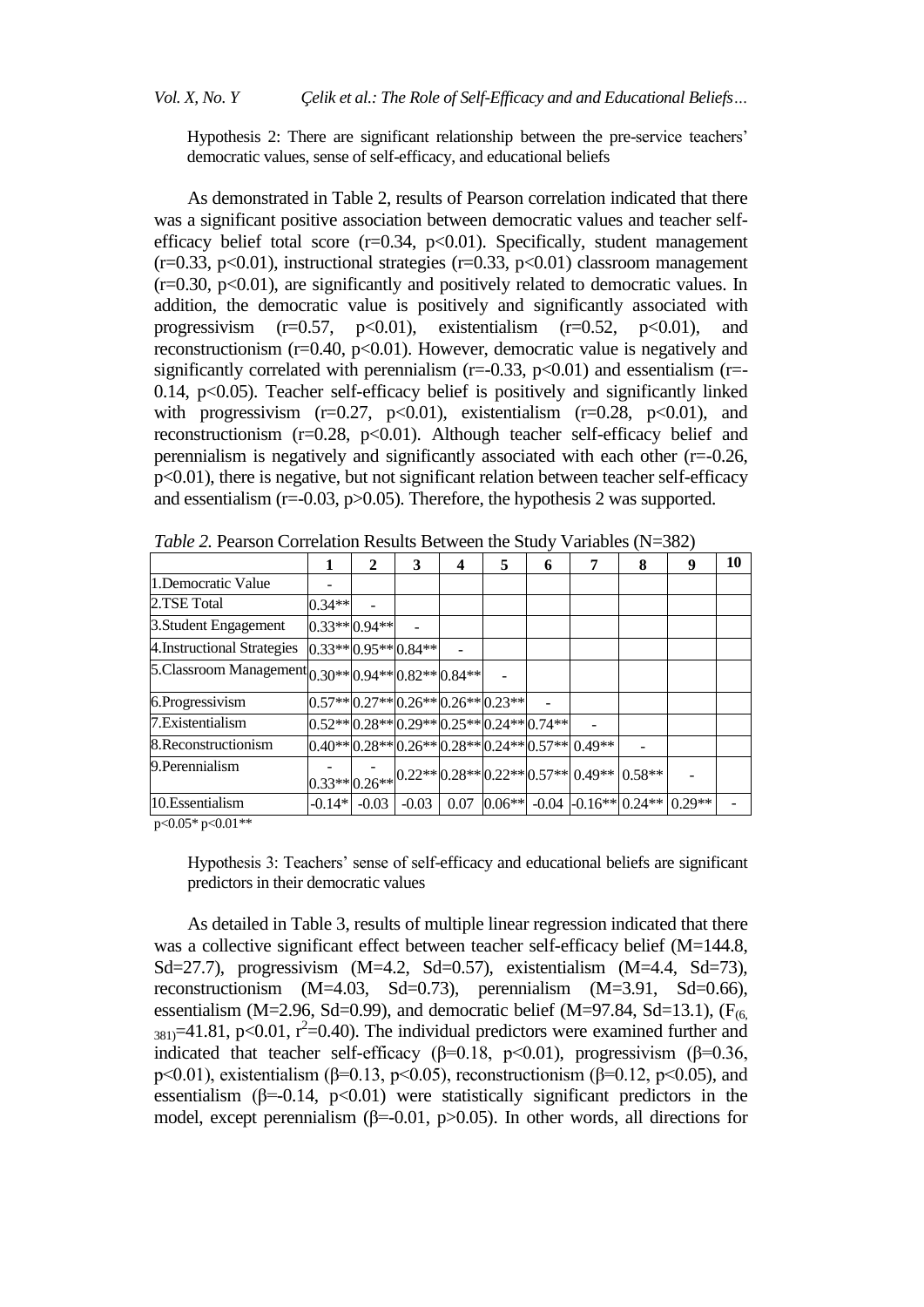Hypothesis 2: There are significant relationship between the pre-service teachers' democratic values, sense of self-efficacy, and educational beliefs

As demonstrated in Table 2, results of Pearson correlation indicated that there was a significant positive association between democratic values and teacher self-efficacy belief total score ($r=0.34$, $p<0.01$). Specifically, student management ($r=0.33$, $p<0.01$), instructional strategies ($r=0.33$, $p<0.01$) classroom management ($r=0.30$, $p<0.01$), are significantly and positively related to democratic values. In addition, the democratic value is positively and significantly associated with progressivism ($r=0.57$, $p<0.01$), existentialism ($r=0.52$, $p<0.01$), and reconstructionism ($r=0.40$, $p<0.01$). However, democratic value is negatively and significantly correlated with perennialism ($r=-0.33$, $p<0.01$) and essentialism ($r=-0.14$, $p<0.05$). Teacher self-efficacy belief is positively and significantly linked with progressivism ($r=0.27$, $p<0.01$), existentialism ($r=0.28$, $p<0.01$), and reconstructionism ($r=0.28$, $p<0.01$). Although teacher self-efficacy belief and perennialism is negatively and significantly associated with each other ($r=-0.26$, $p<0.01$), there is negative, but not significant relation between teacher self-efficacy and essentialism ($r=-0.03$, $p>0.05$). Therefore, the hypothesis 2 was supported.

*Table 2.* Pearson Correlation Results Between the Study Variables (N=382)

| | 1 | 2 | 3 | 4 | 5 | 6 | 7 | 8 | 9 | 10 |
|---|---|---|---|---|---|---|---|---|---|---|
| 1.Democratic Value | - | | | | | | | | | |
| 2.TSE Total | 0.34** | - | | | | | | | | |
| 3.Student Engagement | 0.33** | 0.94** | - | | | | | | | |
| 4.Instructional Strategies | 0.33** | 0.95** | 0.84** | - | | | | | | |
| 5.Classroom Management | 0.30** | 0.94** | 0.82** | 0.84** | - | | | | | |
| 6.Progressivism | 0.57** | 0.27** | 0.26** | 0.26** | 0.23** | - | | | | |
| 7.Existentialism | 0.52** | 0.28** | 0.29** | 0.25** | 0.24** | 0.74** | - | | | |
| 8.Reconstructionism | 0.40** | 0.28** | 0.26** | 0.28** | 0.24** | 0.57** | 0.49** | - | | |
| 9.Perennialism | -0.33** | -0.26** | 0.22** | 0.28** | 0.22** | 0.57** | 0.49** | 0.58** | - | |
| 10.Essentialism | -0.14* | -0.03 | -0.03 | 0.07 | 0.06** | -0.04 | -0.16** | 0.24** | 0.29** | - |

p<0.05* p<0.01**

Hypothesis 3: Teachers' sense of self-efficacy and educational beliefs are significant predictors in their democratic values

As detailed in Table 3, results of multiple linear regression indicated that there was a collective significant effect between teacher self-efficacy belief (M=144.8, Sd=27.7), progressivism (M=4.2, Sd=0.57), existentialism (M=4.4, Sd=73), reconstructionism (M=4.03, Sd=0.73), perennialism (M=3.91, Sd=0.66), essentialism (M=2.96, Sd=0.99), and democratic belief (M=97.84, Sd=13.1), ($F_{(6, 381)}=41.81$, $p<0.01$, $r^2=0.40$). The individual predictors were examined further and indicated that teacher self-efficacy ($\beta=0.18$, $p<0.01$), progressivism ($\beta=0.36$, $p<0.01$), existentialism ($\beta=0.13$, $p<0.05$), reconstructionism ($\beta=0.12$, $p<0.05$), and essentialism ($\beta=-0.14$, $p<0.01$) were statistically significant predictors in the model, except perennialism ($\beta=-0.01$, $p>0.05$). In other words, all directions for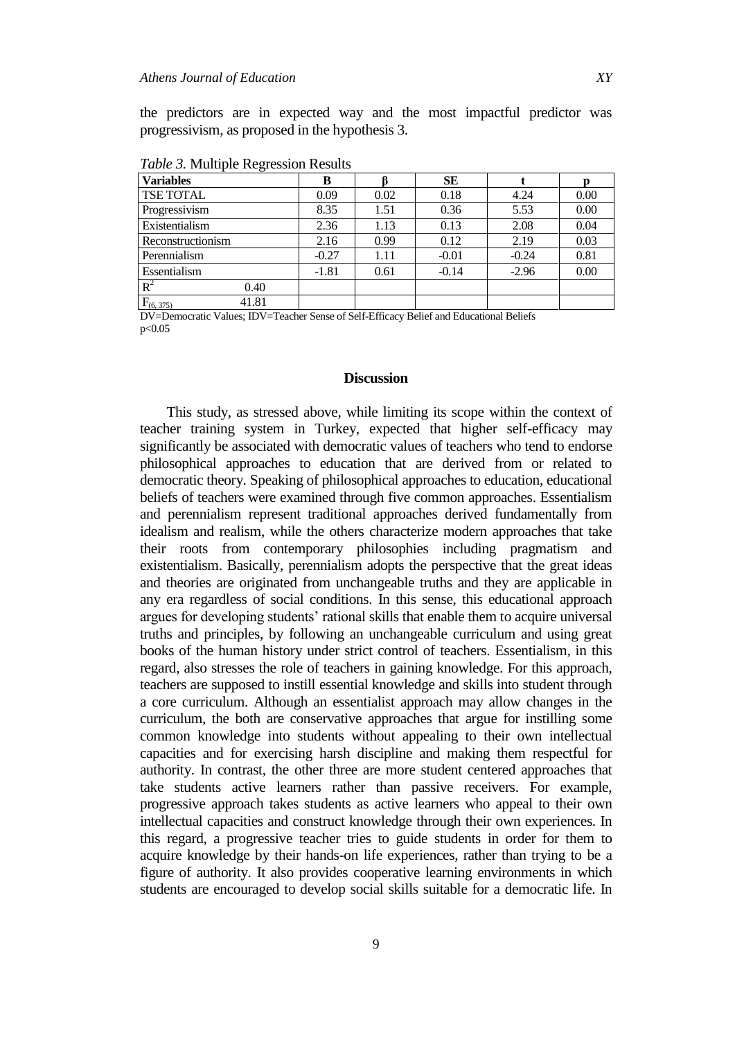the predictors are in expected way and the most impactful predictor was progressivism, as proposed in the hypothesis 3.

*Table 3.* Multiple Regression Results

| Variables | B | β | SE | t | p |
|---|---|---|---|---|---|
| TSE TOTAL | 0.09 | 0.02 | 0.18 | 4.24 | 0.00 |
| Progressivism | 8.35 | 1.51 | 0.36 | 5.53 | 0.00 |
| Existentialism | 2.36 | 1.13 | 0.13 | 2.08 | 0.04 |
| Reconstructionism | 2.16 | 0.99 | 0.12 | 2.19 | 0.03 |
| Perennialism | -0.27 | 1.11 | -0.01 | -0.24 | 0.81 |
| Essentialism | -1.81 | 0.61 | -0.14 | -2.96 | 0.00 |
| $R^2$ 0.40 | | | | | |
| $F_{(6, 375)}$ 41.81 | | | | | |

DV=Democratic Values; IDV=Teacher Sense of Self-Efficacy Belief and Educational Beliefs
$p<0.05$

## Discussion

This study, as stressed above, while limiting its scope within the context of teacher training system in Turkey, expected that higher self-efficacy may significantly be associated with democratic values of teachers who tend to endorse philosophical approaches to education that are derived from or related to democratic theory. Speaking of philosophical approaches to education, educational beliefs of teachers were examined through five common approaches. Essentialism and perennialism represent traditional approaches derived fundamentally from idealism and realism, while the others characterize modern approaches that take their roots from contemporary philosophies including pragmatism and existentialism. Basically, perennialism adopts the perspective that the great ideas and theories are originated from unchangeable truths and they are applicable in any era regardless of social conditions. In this sense, this educational approach argues for developing students' rational skills that enable them to acquire universal truths and principles, by following an unchangeable curriculum and using great books of the human history under strict control of teachers. Essentialism, in this regard, also stresses the role of teachers in gaining knowledge. For this approach, teachers are supposed to instill essential knowledge and skills into student through a core curriculum. Although an essentialist approach may allow changes in the curriculum, the both are conservative approaches that argue for instilling some common knowledge into students without appealing to their own intellectual capacities and for exercising harsh discipline and making them respectful for authority. In contrast, the other three are more student centered approaches that take students active learners rather than passive receivers. For example, progressive approach takes students as active learners who appeal to their own intellectual capacities and construct knowledge through their own experiences. In this regard, a progressive teacher tries to guide students in order for them to acquire knowledge by their hands-on life experiences, rather than trying to be a figure of authority. It also provides cooperative learning environments in which students are encouraged to develop social skills suitable for a democratic life. In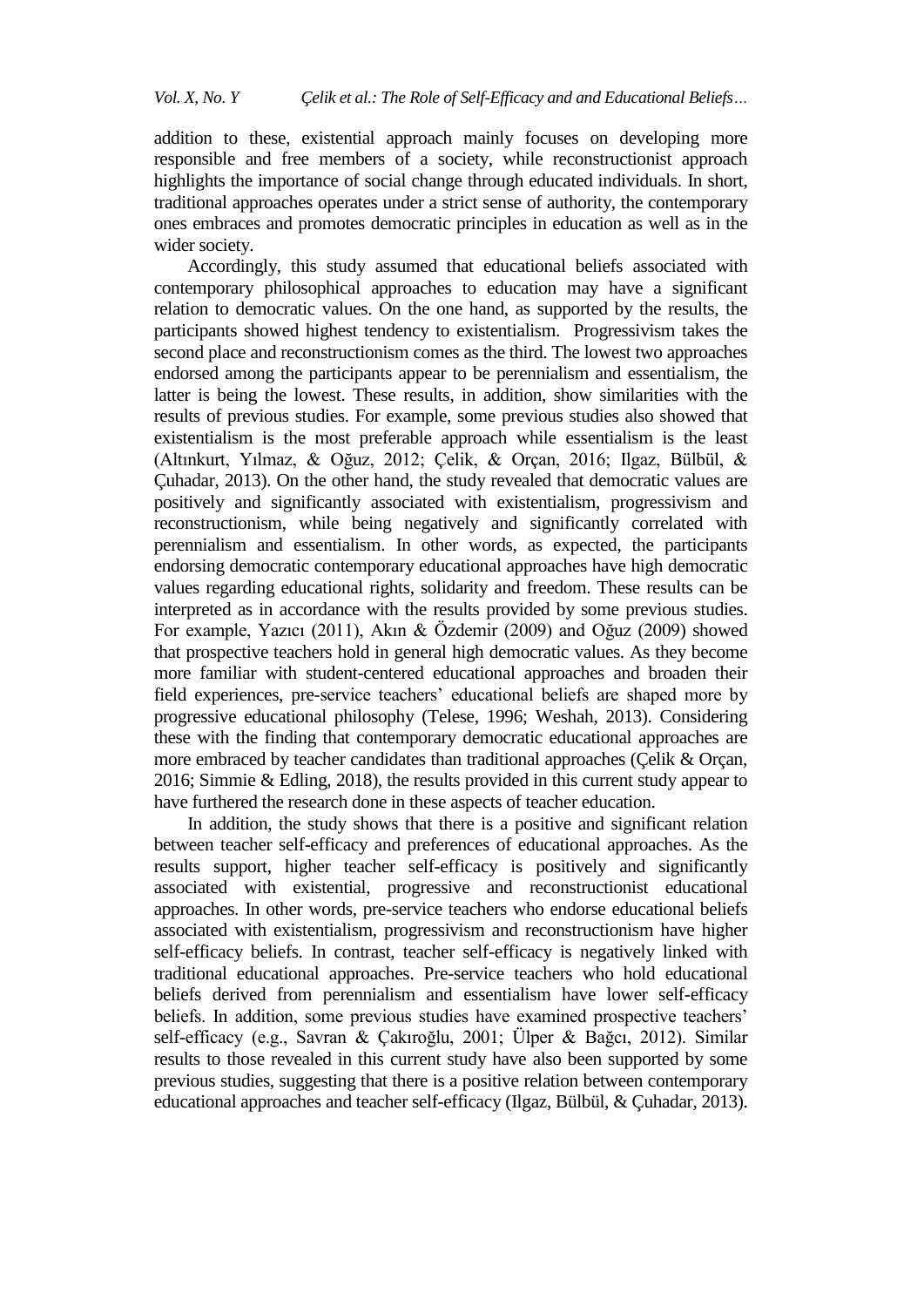addition to these, existential approach mainly focuses on developing more responsible and free members of a society, while reconstructionist approach highlights the importance of social change through educated individuals. In short, traditional approaches operates under a strict sense of authority, the contemporary ones embraces and promotes democratic principles in education as well as in the wider society.

Accordingly, this study assumed that educational beliefs associated with contemporary philosophical approaches to education may have a significant relation to democratic values. On the one hand, as supported by the results, the participants showed highest tendency to existentialism. Progressivism takes the second place and reconstructionism comes as the third. The lowest two approaches endorsed among the participants appear to be perennialism and essentialism, the latter is being the lowest. These results, in addition, show similarities with the results of previous studies. For example, some previous studies also showed that existentialism is the most preferable approach while essentialism is the least (Altınkurt, Yılmaz, & Oğuz, 2012; Çelik, & Orçan, 2016; Ilgaz, Bülbül, & Çuhadar, 2013). On the other hand, the study revealed that democratic values are positively and significantly associated with existentialism, progressivism and reconstructionism, while being negatively and significantly correlated with perennialism and essentialism. In other words, as expected, the participants endorsing democratic contemporary educational approaches have high democratic values regarding educational rights, solidarity and freedom. These results can be interpreted as in accordance with the results provided by some previous studies. For example, Yazıcı (2011), Akın & Özdemir (2009) and Oğuz (2009) showed that prospective teachers hold in general high democratic values. As they become more familiar with student-centered educational approaches and broaden their field experiences, pre-service teachers' educational beliefs are shaped more by progressive educational philosophy (Telese, 1996; Weshah, 2013). Considering these with the finding that contemporary democratic educational approaches are more embraced by teacher candidates than traditional approaches (Çelik & Orçan, 2016; Simmie & Edling, 2018), the results provided in this current study appear to have furthered the research done in these aspects of teacher education.

In addition, the study shows that there is a positive and significant relation between teacher self-efficacy and preferences of educational approaches. As the results support, higher teacher self-efficacy is positively and significantly associated with existential, progressive and reconstructionist educational approaches. In other words, pre-service teachers who endorse educational beliefs associated with existentialism, progressivism and reconstructionism have higher self-efficacy beliefs. In contrast, teacher self-efficacy is negatively linked with traditional educational approaches. Pre-service teachers who hold educational beliefs derived from perennialism and essentialism have lower self-efficacy beliefs. In addition, some previous studies have examined prospective teachers' self-efficacy (e.g., Savran & Çakıroğlu, 2001; Ülper & Bağcı, 2012). Similar results to those revealed in this current study have also been supported by some previous studies, suggesting that there is a positive relation between contemporary educational approaches and teacher self-efficacy (Ilgaz, Bülbül, & Çuhadar, 2013).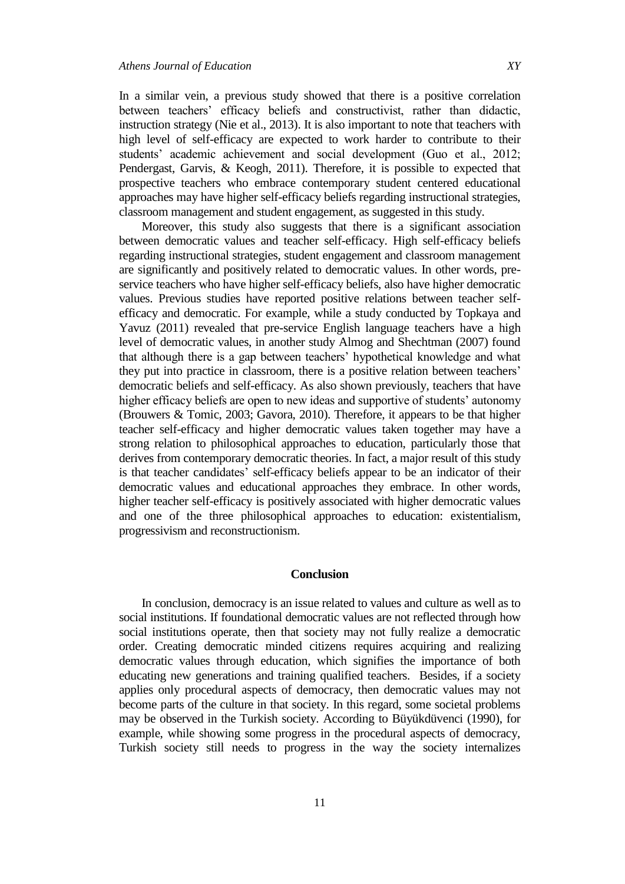In a similar vein, a previous study showed that there is a positive correlation between teachers' efficacy beliefs and constructivist, rather than didactic, instruction strategy (Nie et al., 2013). It is also important to note that teachers with high level of self-efficacy are expected to work harder to contribute to their students' academic achievement and social development (Guo et al., 2012; Pendergast, Garvis, & Keogh, 2011). Therefore, it is possible to expected that prospective teachers who embrace contemporary student centered educational approaches may have higher self-efficacy beliefs regarding instructional strategies, classroom management and student engagement, as suggested in this study.

Moreover, this study also suggests that there is a significant association between democratic values and teacher self-efficacy. High self-efficacy beliefs regarding instructional strategies, student engagement and classroom management are significantly and positively related to democratic values. In other words, pre-service teachers who have higher self-efficacy beliefs, also have higher democratic values. Previous studies have reported positive relations between teacher self-efficacy and democratic. For example, while a study conducted by Topkaya and Yavuz (2011) revealed that pre-service English language teachers have a high level of democratic values, in another study Almog and Shechtman (2007) found that although there is a gap between teachers' hypothetical knowledge and what they put into practice in classroom, there is a positive relation between teachers' democratic beliefs and self-efficacy. As also shown previously, teachers that have higher efficacy beliefs are open to new ideas and supportive of students' autonomy (Brouwers & Tomic, 2003; Gavora, 2010). Therefore, it appears to be that higher teacher self-efficacy and higher democratic values taken together may have a strong relation to philosophical approaches to education, particularly those that derives from contemporary democratic theories. In fact, a major result of this study is that teacher candidates' self-efficacy beliefs appear to be an indicator of their democratic values and educational approaches they embrace. In other words, higher teacher self-efficacy is positively associated with higher democratic values and one of the three philosophical approaches to education: existentialism, progressivism and reconstructionism.

## Conclusion

In conclusion, democracy is an issue related to values and culture as well as to social institutions. If foundational democratic values are not reflected through how social institutions operate, then that society may not fully realize a democratic order. Creating democratic minded citizens requires acquiring and realizing democratic values through education, which signifies the importance of both educating new generations and training qualified teachers. Besides, if a society applies only procedural aspects of democracy, then democratic values may not become parts of the culture in that society. In this regard, some societal problems may be observed in the Turkish society. According to Büyükdüvenci (1990), for example, while showing some progress in the procedural aspects of democracy, Turkish society still needs to progress in the way the society internalizes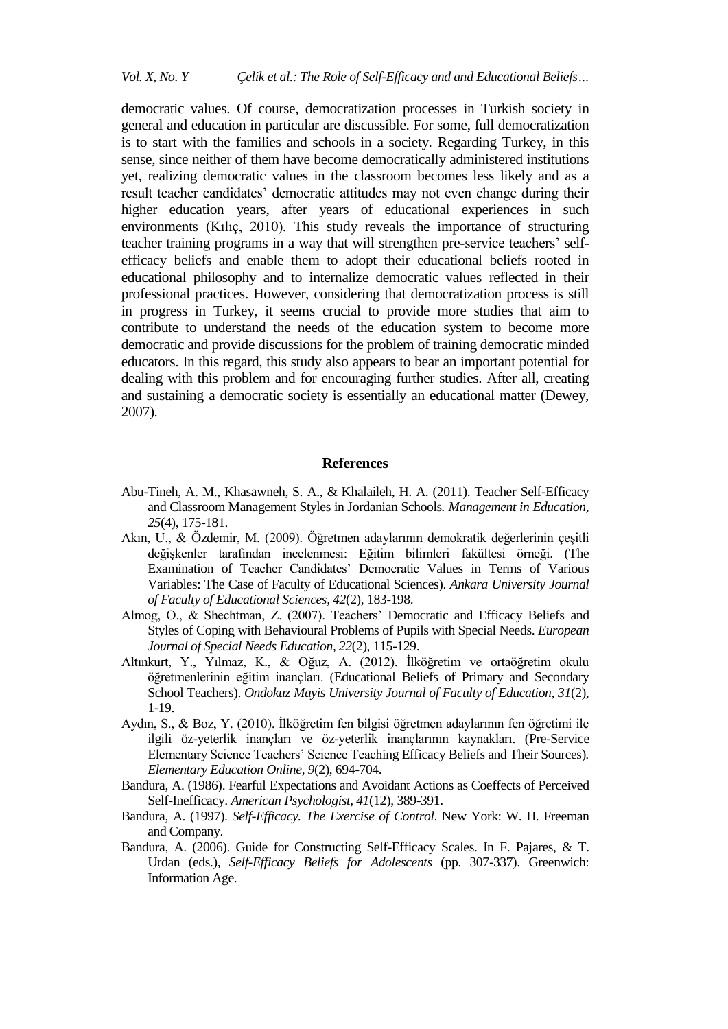democratic values. Of course, democratization processes in Turkish society in general and education in particular are discussible. For some, full democratization is to start with the families and schools in a society. Regarding Turkey, in this sense, since neither of them have become democratically administered institutions yet, realizing democratic values in the classroom becomes less likely and as a result teacher candidates' democratic attitudes may not even change during their higher education years, after years of educational experiences in such environments (Kılıç, 2010). This study reveals the importance of structuring teacher training programs in a way that will strengthen pre-service teachers' self-efficacy beliefs and enable them to adopt their educational beliefs rooted in educational philosophy and to internalize democratic values reflected in their professional practices. However, considering that democratization process is still in progress in Turkey, it seems crucial to provide more studies that aim to contribute to understand the needs of the education system to become more democratic and provide discussions for the problem of training democratic minded educators. In this regard, this study also appears to bear an important potential for dealing with this problem and for encouraging further studies. After all, creating and sustaining a democratic society is essentially an educational matter (Dewey, 2007).

## References

Abu-Tineh, A. M., Khasawneh, S. A., & Khalaileh, H. A. (2011). Teacher Self-Efficacy and Classroom Management Styles in Jordanian Schools. *Management in Education, 25*(4), 175-181.

Akın, U., & Özdemir, M. (2009). Öğretmen adaylarının demokratik değerlerinin çeşitli değişkenler tarafından incelenmesi: Eğitim bilimleri fakültesi örneği. (The Examination of Teacher Candidates' Democratic Values in Terms of Various Variables: The Case of Faculty of Educational Sciences). *Ankara University Journal of Faculty of Educational Sciences, 42*(2), 183-198.

Almog, O., & Shechtman, Z. (2007). Teachers' Democratic and Efficacy Beliefs and Styles of Coping with Behavioural Problems of Pupils with Special Needs. *European Journal of Special Needs Education, 22*(2), 115-129.

Altınkurt, Y., Yılmaz, K., & Oğuz, A. (2012). İlköğretim ve ortaöğretim okulu öğretmenlerinin eğitim inançları. (Educational Beliefs of Primary and Secondary School Teachers). *Ondokuz Mayis University Journal of Faculty of Education, 31*(2), 1-19.

Aydın, S., & Boz, Y. (2010). İlköğretim fen bilgisi öğretmen adaylarının fen öğretimi ile ilgili öz-yeterlik inançları ve öz-yeterlik inançlarının kaynakları. (Pre-Service Elementary Science Teachers' Science Teaching Efficacy Beliefs and Their Sources). *Elementary Education Online, 9*(2), 694-704.

Bandura, A. (1986). Fearful Expectations and Avoidant Actions as Coeffects of Perceived Self-Inefficacy. *American Psychologist, 41*(12), 389-391.

Bandura, A. (1997). *Self-Efficacy. The Exercise of Control*. New York: W. H. Freeman and Company.

Bandura, A. (2006). Guide for Constructing Self-Efficacy Scales. In F. Pajares, & T. Urdan (eds.), *Self-Efficacy Beliefs for Adolescents* (pp. 307-337). Greenwich: Information Age.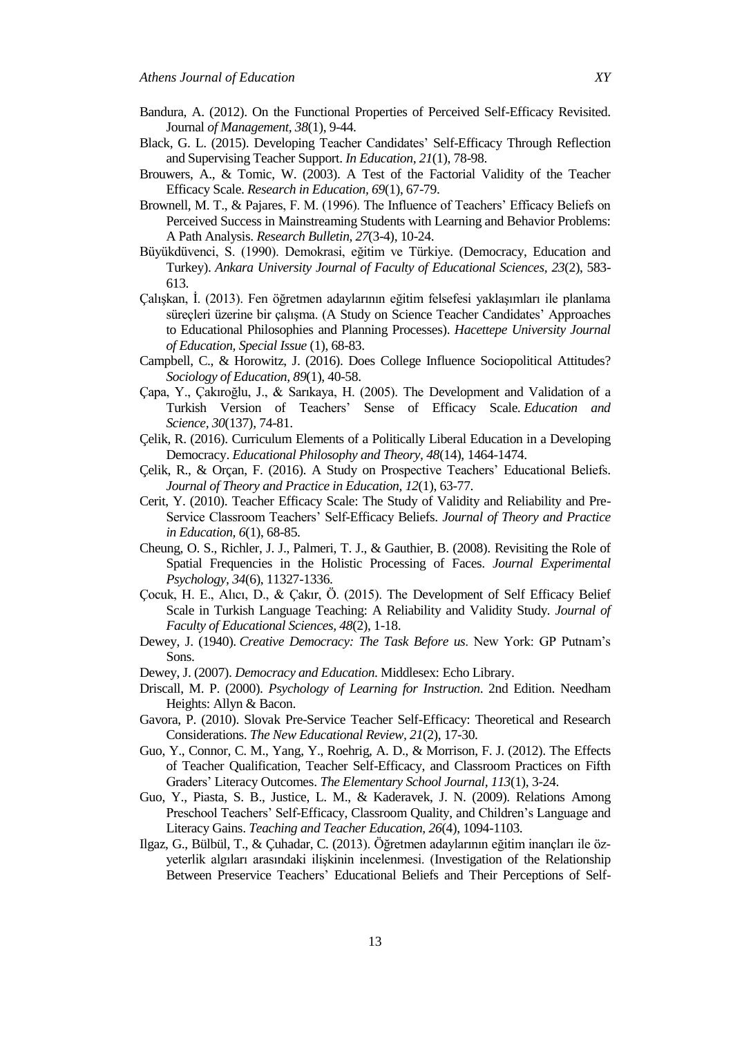Bandura, A. (2012). On the Functional Properties of Perceived Self-Efficacy Revisited. Journal *of Management, 38*(1), 9-44.

Black, G. L. (2015). Developing Teacher Candidates' Self-Efficacy Through Reflection and Supervising Teacher Support. *In Education, 21*(1), 78-98.

Brouwers, A., & Tomic, W. (2003). A Test of the Factorial Validity of the Teacher Efficacy Scale. *Research in Education, 69*(1), 67-79.

Brownell, M. T., & Pajares, F. M. (1996). The Influence of Teachers' Efficacy Beliefs on Perceived Success in Mainstreaming Students with Learning and Behavior Problems: A Path Analysis. *Research Bulletin, 27*(3-4), 10-24.

Büyükdüvenci, S. (1990). Demokrasi, eğitim ve Türkiye. (Democracy, Education and Turkey). *Ankara University Journal of Faculty of Educational Sciences, 23*(2), 583-613.

Çalışkan, İ. (2013). Fen öğretmen adaylarının eğitim felsefesi yaklaşımları ile planlama süreçleri üzerine bir çalışma. (A Study on Science Teacher Candidates' Approaches to Educational Philosophies and Planning Processes). *Hacettepe University Journal of Education, Special Issue* (1), 68-83.

Campbell, C., & Horowitz, J. (2016). Does College Influence Sociopolitical Attitudes? *Sociology of Education, 89*(1), 40-58.

Çapa, Y., Çakıroğlu, J., & Sarıkaya, H. (2005). The Development and Validation of a Turkish Version of Teachers' Sense of Efficacy Scale. *Education and Science, 30*(137), 74-81.

Çelik, R. (2016). Curriculum Elements of a Politically Liberal Education in a Developing Democracy. *Educational Philosophy and Theory, 48*(14), 1464-1474.

Çelik, R., & Orçan, F. (2016). A Study on Prospective Teachers' Educational Beliefs. *Journal of Theory and Practice in Education, 12*(1), 63-77.

Cerit, Y. (2010). Teacher Efficacy Scale: The Study of Validity and Reliability and Pre-Service Classroom Teachers' Self-Efficacy Beliefs. *Journal of Theory and Practice in Education, 6*(1), 68-85.

Cheung, O. S., Richler, J. J., Palmeri, T. J., & Gauthier, B. (2008). Revisiting the Role of Spatial Frequencies in the Holistic Processing of Faces. *Journal Experimental Psychology, 34*(6), 11327-1336.

Çocuk, H. E., Alıcı, D., & Çakır, Ö. (2015). The Development of Self Efficacy Belief Scale in Turkish Language Teaching: A Reliability and Validity Study. *Journal of Faculty of Educational Sciences, 48*(2), 1-18.

Dewey, J. (1940). *Creative Democracy: The Task Before us*. New York: GP Putnam's Sons.

Dewey, J. (2007). *Democracy and Education*. Middlesex: Echo Library.

Driscall, M. P. (2000). *Psychology of Learning for Instruction*. 2nd Edition. Needham Heights: Allyn & Bacon.

Gavora, P. (2010). Slovak Pre-Service Teacher Self-Efficacy: Theoretical and Research Considerations. *The New Educational Review, 21*(2), 17-30.

Guo, Y., Connor, C. M., Yang, Y., Roehrig, A. D., & Morrison, F. J. (2012). The Effects of Teacher Qualification, Teacher Self-Efficacy, and Classroom Practices on Fifth Graders' Literacy Outcomes. *The Elementary School Journal, 113*(1), 3-24.

Guo, Y., Piasta, S. B., Justice, L. M., & Kaderavek, J. N. (2009). Relations Among Preschool Teachers' Self-Efficacy, Classroom Quality, and Children's Language and Literacy Gains. *Teaching and Teacher Education, 26*(4), 1094-1103.

Ilgaz, G., Bülbül, T., & Çuhadar, C. (2013). Öğretmen adaylarının eğitim inançları ile öz-yeterlik algıları arasındaki ilişkinin incelenmesi. (Investigation of the Relationship Between Preservice Teachers' Educational Beliefs and Their Perceptions of Self-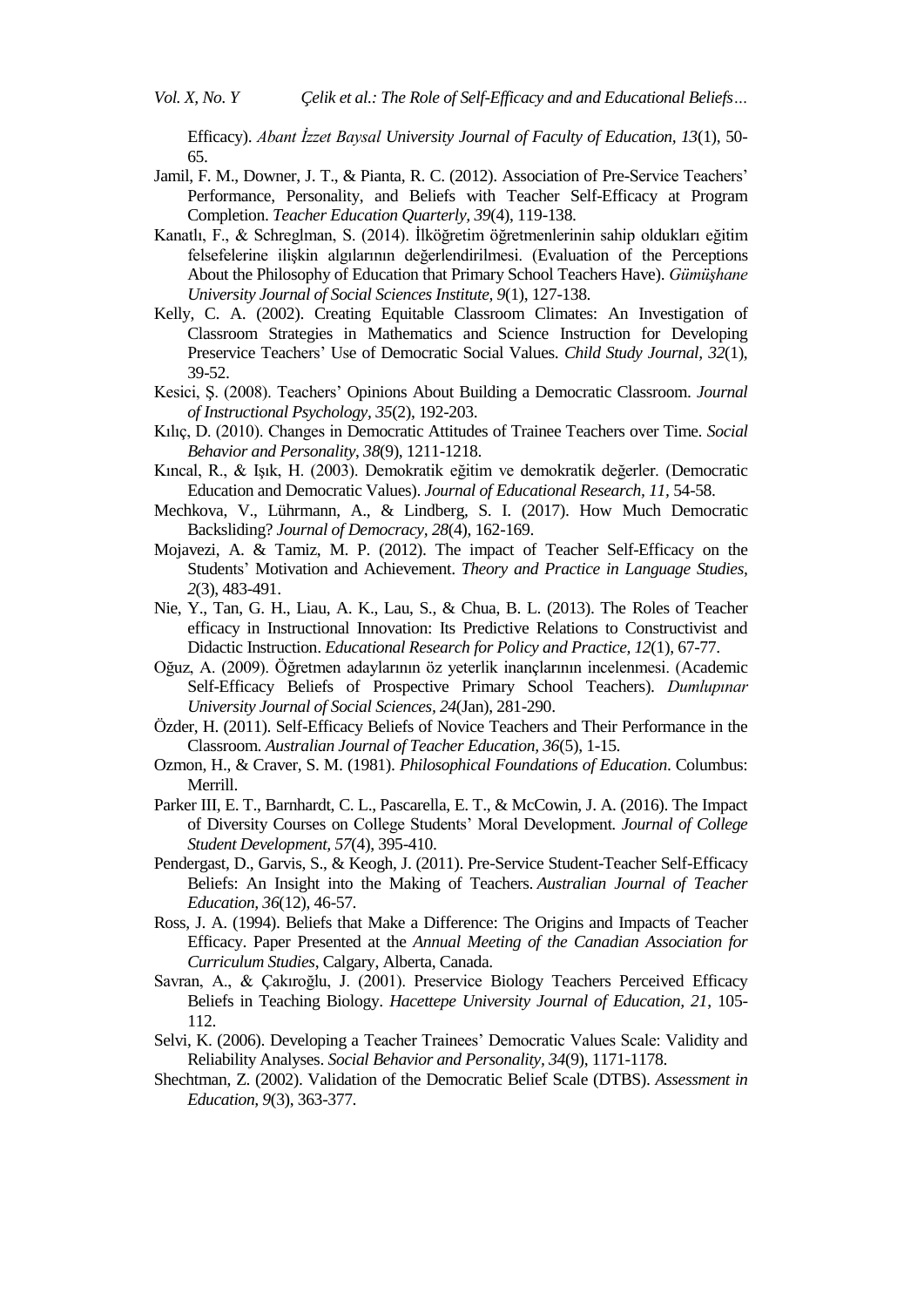Efficacy). *Abant İzzet Baysal University Journal of Faculty of Education, 13*(1), 50-65.

Jamil, F. M., Downer, J. T., & Pianta, R. C. (2012). Association of Pre-Service Teachers' Performance, Personality, and Beliefs with Teacher Self-Efficacy at Program Completion. *Teacher Education Quarterly, 39*(4), 119-138.

Kanatlı, F., & Schreglman, S. (2014). İlköğretim öğretmenlerinin sahip oldukları eğitim felsefelerine ilişkin algılarının değerlendirilmesi. (Evaluation of the Perceptions About the Philosophy of Education that Primary School Teachers Have). *Gümüşhane University Journal of Social Sciences Institute, 9*(1), 127-138.

Kelly, C. A. (2002). Creating Equitable Classroom Climates: An Investigation of Classroom Strategies in Mathematics and Science Instruction for Developing Preservice Teachers' Use of Democratic Social Values. *Child Study Journal, 32*(1), 39-52.

Kesici, Ş. (2008). Teachers' Opinions About Building a Democratic Classroom. *Journal of Instructional Psychology, 35*(2), 192-203.

Kılıç, D. (2010). Changes in Democratic Attitudes of Trainee Teachers over Time. *Social Behavior and Personality, 38*(9), 1211-1218.

Kıncal, R., & Işık, H. (2003). Demokratik eğitim ve demokratik değerler. (Democratic Education and Democratic Values). *Journal of Educational Research, 11*, 54-58.

Mechkova, V., Lührmann, A., & Lindberg, S. I. (2017). How Much Democratic Backsliding? *Journal of Democracy, 28*(4), 162-169.

Mojavezi, A. & Tamiz, M. P. (2012). The impact of Teacher Self-Efficacy on the Students' Motivation and Achievement. *Theory and Practice in Language Studies, 2*(3), 483-491.

Nie, Y., Tan, G. H., Liau, A. K., Lau, S., & Chua, B. L. (2013). The Roles of Teacher efficacy in Instructional Innovation: Its Predictive Relations to Constructivist and Didactic Instruction. *Educational Research for Policy and Practice, 12*(1), 67-77.

Oğuz, A. (2009). Öğretmen adaylarının öz yeterlik inançlarının incelenmesi. (Academic Self-Efficacy Beliefs of Prospective Primary School Teachers). *Dumlupınar University Journal of Social Sciences, 24*(Jan), 281-290.

Özder, H. (2011). Self-Efficacy Beliefs of Novice Teachers and Their Performance in the Classroom. *Australian Journal of Teacher Education, 36*(5), 1-15.

Ozmon, H., & Craver, S. M. (1981). *Philosophical Foundations of Education*. Columbus: Merrill.

Parker III, E. T., Barnhardt, C. L., Pascarella, E. T., & McCowin, J. A. (2016). The Impact of Diversity Courses on College Students' Moral Development. *Journal of College Student Development, 57*(4), 395-410.

Pendergast, D., Garvis, S., & Keogh, J. (2011). Pre-Service Student-Teacher Self-Efficacy Beliefs: An Insight into the Making of Teachers. *Australian Journal of Teacher Education, 36*(12), 46-57.

Ross, J. A. (1994). Beliefs that Make a Difference: The Origins and Impacts of Teacher Efficacy. Paper Presented at the *Annual Meeting of the Canadian Association for Curriculum Studies*, Calgary, Alberta, Canada.

Savran, A., & Çakıroğlu, J. (2001). Preservice Biology Teachers Perceived Efficacy Beliefs in Teaching Biology. *Hacettepe University Journal of Education, 21*, 105-112.

Selvi, K. (2006). Developing a Teacher Trainees' Democratic Values Scale: Validity and Reliability Analyses. *Social Behavior and Personality, 34*(9), 1171-1178.

Shechtman, Z. (2002). Validation of the Democratic Belief Scale (DTBS). *Assessment in Education, 9*(3), 363-377.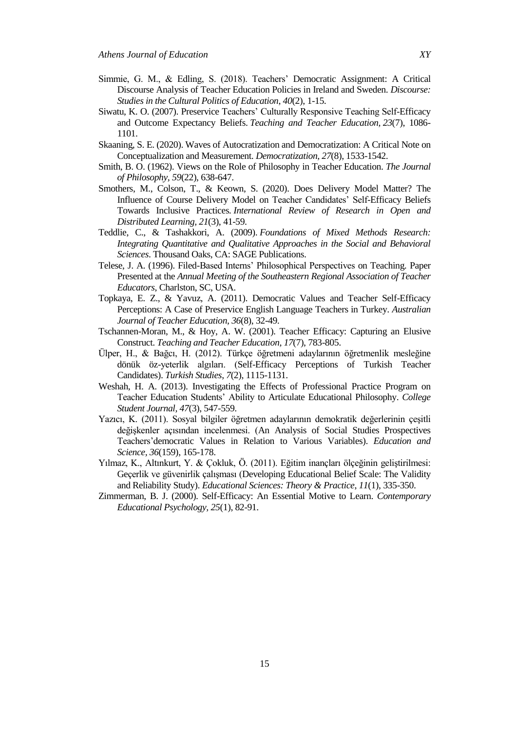Simmie, G. M., & Edling, S. (2018). Teachers' Democratic Assignment: A Critical Discourse Analysis of Teacher Education Policies in Ireland and Sweden. *Discourse: Studies in the Cultural Politics of Education*, *40*(2), 1-15.

Siwatu, K. O. (2007). Preservice Teachers' Culturally Responsive Teaching Self-Efficacy and Outcome Expectancy Beliefs. *Teaching and Teacher Education, 23*(7), 1086-1101.

Skaaning, S. E. (2020). Waves of Autocratization and Democratization: A Critical Note on Conceptualization and Measurement. *Democratization, 27*(8), 1533-1542.

Smith, B. O. (1962). Views on the Role of Philosophy in Teacher Education. *The Journal of Philosophy, 59*(22), 638-647.

Smothers, M., Colson, T., & Keown, S. (2020). Does Delivery Model Matter? The Influence of Course Delivery Model on Teacher Candidates' Self-Efficacy Beliefs Towards Inclusive Practices. *International Review of Research in Open and Distributed Learning, 21*(3), 41-59.

Teddlie, C., & Tashakkori, A. (2009). *Foundations of Mixed Methods Research: Integrating Quantitative and Qualitative Approaches in the Social and Behavioral Sciences*. Thousand Oaks, CA: SAGE Publications.

Telese, J. A. (1996). Filed-Based Interns' Philosophical Perspectives on Teaching. Paper Presented at the *Annual Meeting of the Southeastern Regional Association of Teacher Educators*, Charlston, SC, USA.

Topkaya, E. Z., & Yavuz, A. (2011). Democratic Values and Teacher Self-Efficacy Perceptions: A Case of Preservice English Language Teachers in Turkey. *Australian Journal of Teacher Education, 36*(8), 32-49.

Tschannen-Moran, M., & Hoy, A. W. (2001). Teacher Efficacy: Capturing an Elusive Construct. *Teaching and Teacher Education, 17*(7), 783-805.

Ülper, H., & Bağcı, H. (2012). Türkçe öğretmeni adaylarının öğretmenlik mesleğine dönük öz-yeterlik algıları. (Self-Efficacy Perceptions of Turkish Teacher Candidates). *Turkish Studies*, *7*(2), 1115-1131.

Weshah, H. A. (2013). Investigating the Effects of Professional Practice Program on Teacher Education Students' Ability to Articulate Educational Philosophy. *College Student Journal, 47*(3), 547-559.

Yazıcı, K. (2011). Sosyal bilgiler öğretmen adaylarının demokratik değerlerinin çeşitli değişkenler açısından incelenmesi. (An Analysis of Social Studies Prospectives Teachers'democratic Values in Relation to Various Variables). *Education and Science*, *36*(159), 165-178.

Yılmaz, K., Altınkurt, Y. & Çokluk, Ö. (2011). Eğitim inançları ölçeğinin geliştirilmesi: Geçerlik ve güvenirlik çalışması (Developing Educational Belief Scale: The Validity and Reliability Study). *Educational Sciences: Theory & Practice*, *11*(1), 335-350.

Zimmerman, B. J. (2000). Self-Efficacy: An Essential Motive to Learn. *Contemporary Educational Psychology, 25*(1), 82-91.